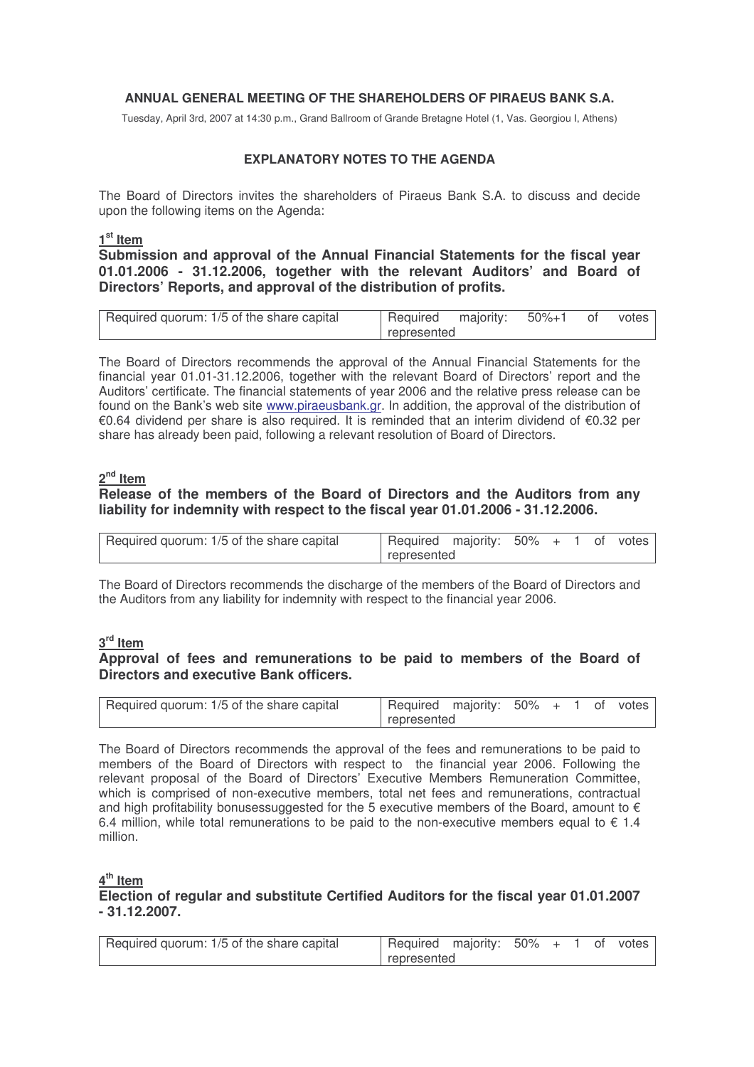# ANNUAL GENERAL MEETING OF THE SHAREHOLDERS OF PIRAEUS BANK S.A.

Tuesday, April 3rd, 2007 at 14:30 p.m., Grand Ballroom of Grande Bretagne Hotel (1, Vas. Georgiou I, Athens)

## EXPLANATORY NOTES TO THE AGENDA

The Board of Directors invites the shareholders of Piraeus Bank S.A. to discuss and decide upon the following items on the Agenda:

### 1st Item

**Submission and approval of the Annual Financial Statements for the fiscal year 01.01.2006 - 31.12.2006, together with the relevant Auditors' and Board of Directors' Reports, and approval of the distribution of profits.**

| Required quorum: 1/5 of the share capital | Required majority: 50%+1 of votes represented |
|---|---|

The Board of Directors recommends the approval of the Annual Financial Statements for the financial year 01.01-31.12.2006, together with the relevant Board of Directors' report and the Auditors' certificate. The financial statements of year 2006 and the relative press release can be found on the Bank's web site www.piraeusbank.gr. In addition, the approval of the distribution of €0.64 dividend per share is also required. It is reminded that an interim dividend of €0.32 per share has already been paid, following a relevant resolution of Board of Directors.

### 2nd Item

**Release of the members of the Board of Directors and the Auditors from any liability for indemnity with respect to the fiscal year 01.01.2006 - 31.12.2006.**

| Required quorum: 1/5 of the share capital | Required majority: 50% + 1 of votes represented |
|---|---|

The Board of Directors recommends the discharge of the members of the Board of Directors and the Auditors from any liability for indemnity with respect to the financial year 2006.

### 3rd Item

**Approval of fees and remunerations to be paid to members of the Board of Directors and executive Bank officers.**

| Required quorum: 1/5 of the share capital | Required majority: 50% + 1 of votes represented |
|---|---|

The Board of Directors recommends the approval of the fees and remunerations to be paid to members of the Board of Directors with respect to the financial year 2006. Following the relevant proposal of the Board of Directors' Executive Members Remuneration Committee, which is comprised of non-executive members, total net fees and remunerations, contractual and high profitability bonusessuggested for the 5 executive members of the Board, amount to € 6.4 million, while total remunerations to be paid to the non-executive members equal to € 1.4 million.

### 4th Item

**Election of regular and substitute Certified Auditors for the fiscal year 01.01.2007 - 31.12.2007.**

| Required quorum: 1/5 of the share capital | Required majority: 50% + 1 of votes represented |
|---|---|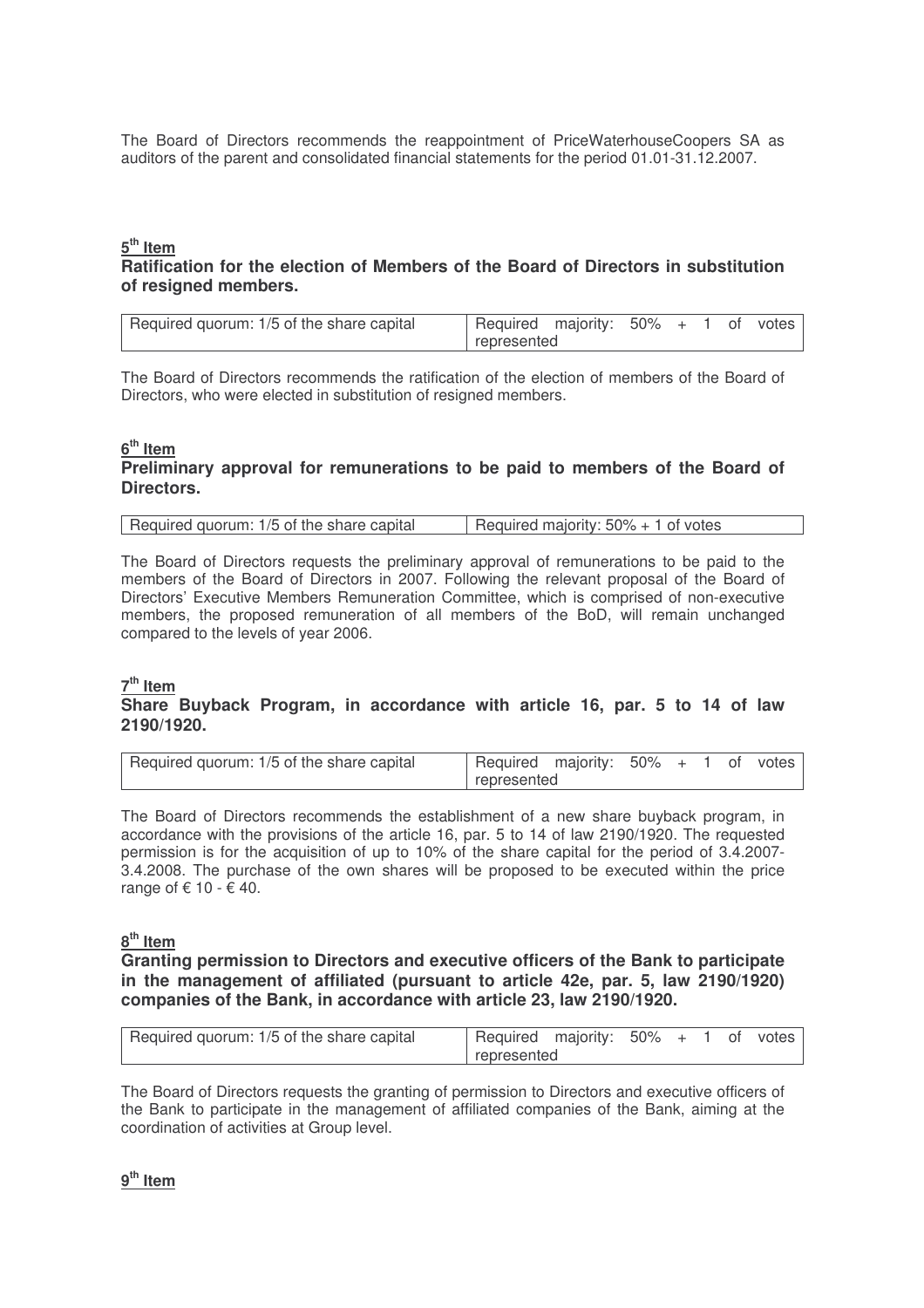The Board of Directors recommends the reappointment of PriceWaterhouseCoopers SA as auditors of the parent and consolidated financial statements for the period 01.01-31.12.2007.

**5th Item**

**Ratification for the election of Members of the Board of Directors in substitution of resigned members.**

| Required quorum: 1/5 of the share capital | Required majority: 50% + 1 of votes represented |
|---|---|

The Board of Directors recommends the ratification of the election of members of the Board of Directors, who were elected in substitution of resigned members.

**6th Item**

**Preliminary approval for remunerations to be paid to members of the Board of Directors.**

| Required quorum: 1/5 of the share capital | Required majority: 50% + 1 of votes |
|---|---|

The Board of Directors requests the preliminary approval of remunerations to be paid to the members of the Board of Directors in 2007. Following the relevant proposal of the Board of Directors' Executive Members Remuneration Committee, which is comprised of non-executive members, the proposed remuneration of all members of the BoD, will remain unchanged compared to the levels of year 2006.

**7th Item**

**Share Buyback Program, in accordance with article 16, par. 5 to 14 of law 2190/1920.**

| Required quorum: 1/5 of the share capital | Required majority: 50% + 1 of votes represented |
|---|---|

The Board of Directors recommends the establishment of a new share buyback program, in accordance with the provisions of the article 16, par. 5 to 14 of law 2190/1920. The requested permission is for the acquisition of up to 10% of the share capital for the period of 3.4.2007-3.4.2008. The purchase of the own shares will be proposed to be executed within the price range of € 10 - € 40.

**8th Item**

**Granting permission to Directors and executive officers of the Bank to participate in the management of affiliated (pursuant to article 42e, par. 5, law 2190/1920) companies of the Bank, in accordance with article 23, law 2190/1920.**

| Required quorum: 1/5 of the share capital | Required majority: 50% + 1 of votes represented |
|---|---|

The Board of Directors requests the granting of permission to Directors and executive officers of the Bank to participate in the management of affiliated companies of the Bank, aiming at the coordination of activities at Group level.

**9th Item**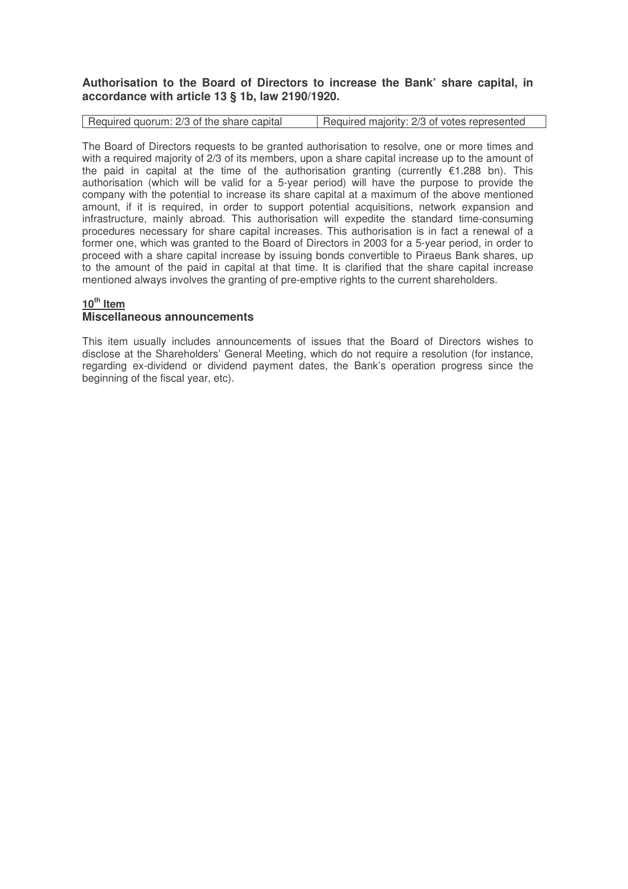**Authorisation to the Board of Directors to increase the Bank' share capital, in accordance with article 13 § 1b, law 2190/1920.**

| | |
|---|---|
| Required quorum: 2/3 of the share capital | Required majority: 2/3 of votes represented |

The Board of Directors requests to be granted authorisation to resolve, one or more times and with a required majority of 2/3 of its members, upon a share capital increase up to the amount of the paid in capital at the time of the authorisation granting (currently €1.288 bn). This authorisation (which will be valid for a 5-year period) will have the purpose to provide the company with the potential to increase its share capital at a maximum of the above mentioned amount, if it is required, in order to support potential acquisitions, network expansion and infrastructure, mainly abroad. This authorisation will expedite the standard time-consuming procedures necessary for share capital increases. This authorisation is in fact a renewal of a former one, which was granted to the Board of Directors in 2003 for a 5-year period, in order to proceed with a share capital increase by issuing bonds convertible to Piraeus Bank shares, up to the amount of the paid in capital at that time. It is clarified that the share capital increase mentioned always involves the granting of pre-emptive rights to the current shareholders.

**10th Item**

### Miscellaneous announcements

This item usually includes announcements of issues that the Board of Directors wishes to disclose at the Shareholders' General Meeting, which do not require a resolution (for instance, regarding ex-dividend or dividend payment dates, the Bank's operation progress since the beginning of the fiscal year, etc).